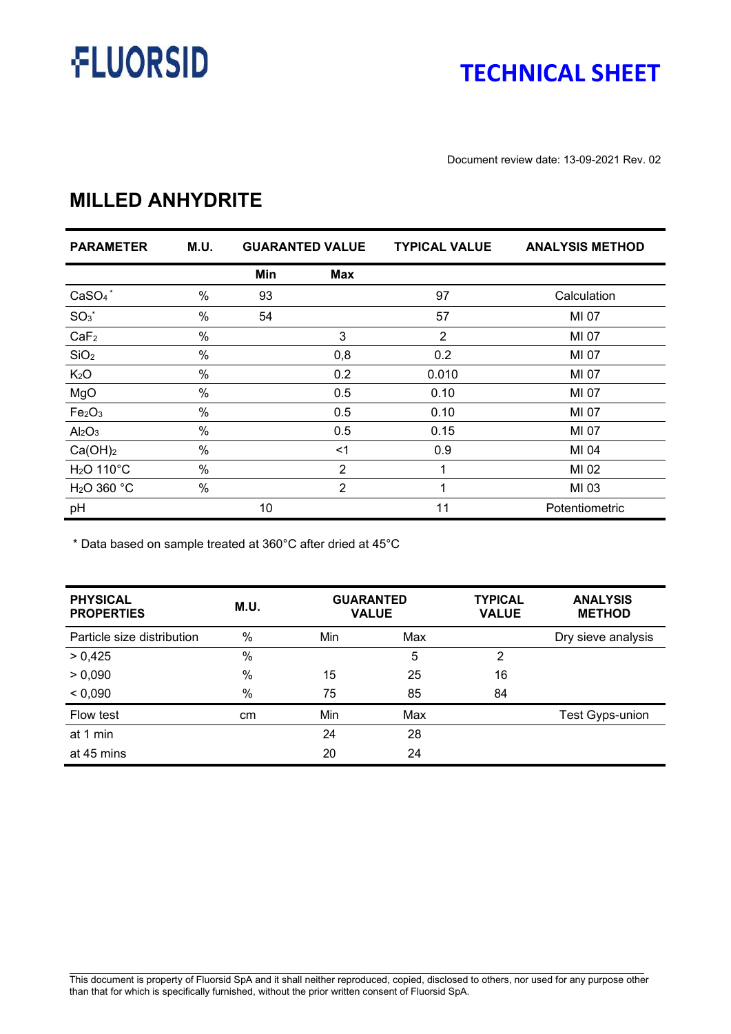FLUORSID

# TECHNICAL SHEET

Document review date: 13-09-2021 Rev. 02

## MILLED ANHYDRITE

| PARAMETER | M.U. | GUARANTED VALUE | | TYPICAL VALUE | ANALYSIS METHOD |
|---|---|---|---|---|---|
| | | **Min** | **Max** | | |
| $CaSO_4$* | % | 93 | | 97 | Calculation |
| $SO_3$* | % | 54 | | 57 | MI 07 |
| $CaF_2$ | % | | 3 | 2 | MI 07 |
| $SiO_2$ | % | | 0,8 | 0.2 | MI 07 |
| $K_2O$ | % | | 0.2 | 0.010 | MI 07 |
| MgO | % | | 0.5 | 0.10 | MI 07 |
| $Fe_2O_3$ | % | | 0.5 | 0.10 | MI 07 |
| $Al_2O_3$ | % | | 0.5 | 0.15 | MI 07 |
| $Ca(OH)_2$ | % | | <1 | 0.9 | MI 04 |
| $H_2O$ 110°C | % | | 2 | 1 | MI 02 |
| $H_2O$ 360 °C | % | | 2 | 1 | MI 03 |
| pH | | 10 | | 11 | Potentiometric |

\* Data based on sample treated at 360°C after dried at 45°C

| PHYSICAL PROPERTIES | M.U. | GUARANTED VALUE | | TYPICAL VALUE | ANALYSIS METHOD |
|---|---|---|---|---|---|
| Particle size distribution | % | Min | Max | | Dry sieve analysis |
| > 0,425 | % | | 5 | 2 | |
| > 0,090 | % | 15 | 25 | 16 | |
| < 0,090 | % | 75 | 85 | 84 | |
| Flow test | cm | Min | Max | | Test Gyps-union |
| at 1 min | | 24 | 28 | | |
| at 45 mins | | 20 | 24 | | |

This document is property of Fluorsid SpA and it shall neither reproduced, copied, disclosed to others, nor used for any purpose other than that for which is specifically furnished, without the prior written consent of Fluorsid SpA.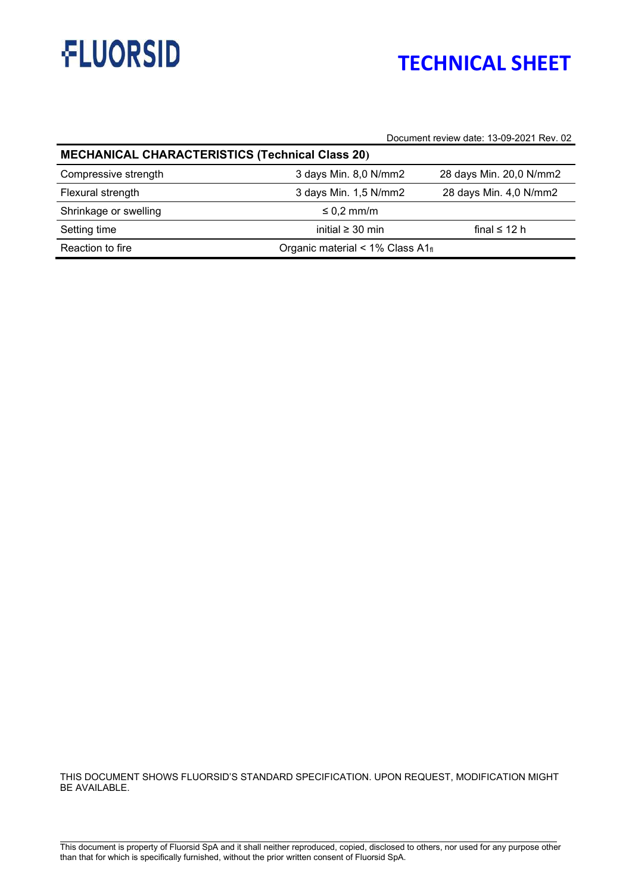Document review date: 13-09-2021 Rev. 02

| MECHANICAL CHARACTERISTICS (Technical Class 20) | | |
|---|---|---|
| Compressive strength | 3 days Min. 8,0 N/mm2 | 28 days Min. 20,0 N/mm2 |
| Flexural strength | 3 days Min. 1,5 N/mm2 | 28 days Min. 4,0 N/mm2 |
| Shrinkage or swelling | ≤ 0,2 mm/m | |
| Setting time | initial ≥ 30 min | final ≤ 12 h |
| Reaction to fire | Organic material < 1% Class $A1_{fl}$ | |

THIS DOCUMENT SHOWS FLUORSID'S STANDARD SPECIFICATION. UPON REQUEST, MODIFICATION MIGHT BE AVAILABLE.

This document is property of Fluorsid SpA and it shall neither reproduced, copied, disclosed to others, nor used for any purpose other than that for which is specifically furnished, without the prior written consent of Fluorsid SpA.